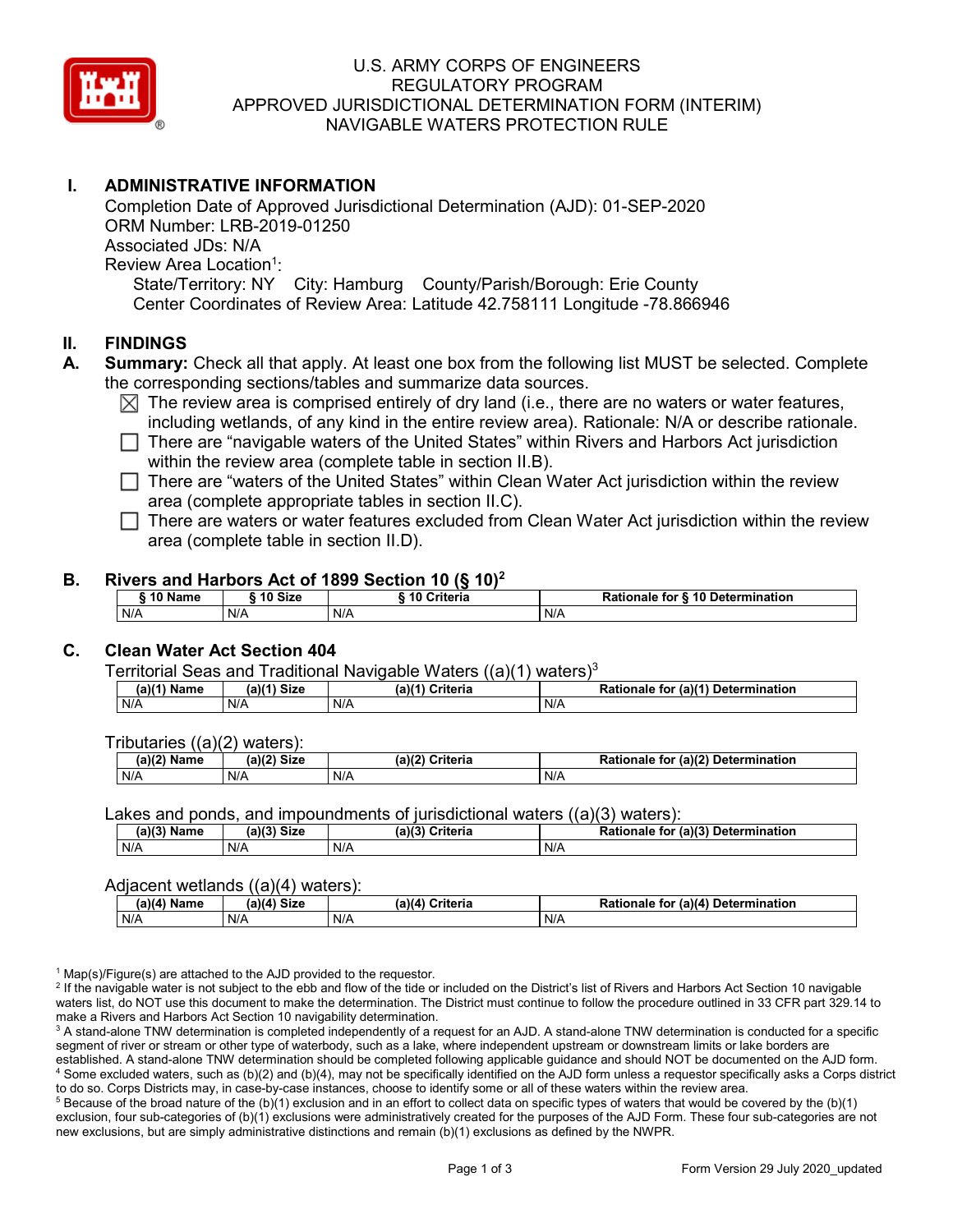# U.S. ARMY CORPS OF ENGINEERS
# REGULATORY PROGRAM
# APPROVED JURISDICTIONAL DETERMINATION FORM (INTERIM)
# NAVIGABLE WATERS PROTECTION RULE

## I. ADMINISTRATIVE INFORMATION

Completion Date of Approved Jurisdictional Determination (AJD): 01-SEP-2020
ORM Number: LRB-2019-01250
Associated JDs: N/A
Review Area Location[1]:
State/Territory: NY City: Hamburg County/Parish/Borough: Erie County
Center Coordinates of Review Area: Latitude 42.758111 Longitude -78.866946

## II. FINDINGS

**A. Summary:** Check all that apply. At least one box from the following list MUST be selected. Complete the corresponding sections/tables and summarize data sources.

- ☒ The review area is comprised entirely of dry land (i.e., there are no waters or water features, including wetlands, of any kind in the entire review area). Rationale: N/A or describe rationale.
- ☐ There are "navigable waters of the United States" within Rivers and Harbors Act jurisdiction within the review area (complete table in section II.B).
- ☐ There are "waters of the United States" within Clean Water Act jurisdiction within the review area (complete appropriate tables in section II.C).
- ☐ There are waters or water features excluded from Clean Water Act jurisdiction within the review area (complete table in section II.D).

### B. Rivers and Harbors Act of 1899 Section 10 (§ 10)[2]

| § 10 Name | § 10 Size | § 10 Criteria | Rationale for § 10 Determination |
|---|---|---|---|
| N/A | N/A | N/A | N/A |

### C. Clean Water Act Section 404

Territorial Seas and Traditional Navigable Waters ((a)(1) waters)[3]

| (a)(1) Name | (a)(1) Size | (a)(1) Criteria | Rationale for (a)(1) Determination |
|---|---|---|---|
| N/A | N/A | N/A | N/A |

Tributaries ((a)(2) waters):

| (a)(2) Name | (a)(2) Size | (a)(2) Criteria | Rationale for (a)(2) Determination |
|---|---|---|---|
| N/A | N/A | N/A | N/A |

Lakes and ponds, and impoundments of jurisdictional waters ((a)(3) waters):

| (a)(3) Name | (a)(3) Size | (a)(3) Criteria | Rationale for (a)(3) Determination |
|---|---|---|---|
| N/A | N/A | N/A | N/A |

Adjacent wetlands ((a)(4) waters):

| (a)(4) Name | (a)(4) Size | (a)(4) Criteria | Rationale for (a)(4) Determination |
|---|---|---|---|
| N/A | N/A | N/A | N/A |

[1] Map(s)/Figure(s) are attached to the AJD provided to the requestor.
[2] If the navigable water is not subject to the ebb and flow of the tide or included on the District's list of Rivers and Harbors Act Section 10 navigable waters list, do NOT use this document to make the determination. The District must continue to follow the procedure outlined in 33 CFR part 329.14 to make a Rivers and Harbors Act Section 10 navigability determination.
[3] A stand-alone TNW determination is completed independently of a request for an AJD. A stand-alone TNW determination is conducted for a specific segment of river or stream or other type of waterbody, such as a lake, where independent upstream or downstream limits or lake borders are established. A stand-alone TNW determination should be completed following applicable guidance and should NOT be documented on the AJD form.
[4] Some excluded waters, such as (b)(2) and (b)(4), may not be specifically identified on the AJD form unless a requestor specifically asks a Corps district to do so. Corps Districts may, in case-by-case instances, choose to identify some or all of these waters within the review area.
[5] Because of the broad nature of the (b)(1) exclusion and in an effort to collect data on specific types of waters that would be covered by the (b)(1) exclusion, four sub-categories of (b)(1) exclusions were administratively created for the purposes of the AJD Form. These four sub-categories are not new exclusions, but are simply administrative distinctions and remain (b)(1) exclusions as defined by the NWPR.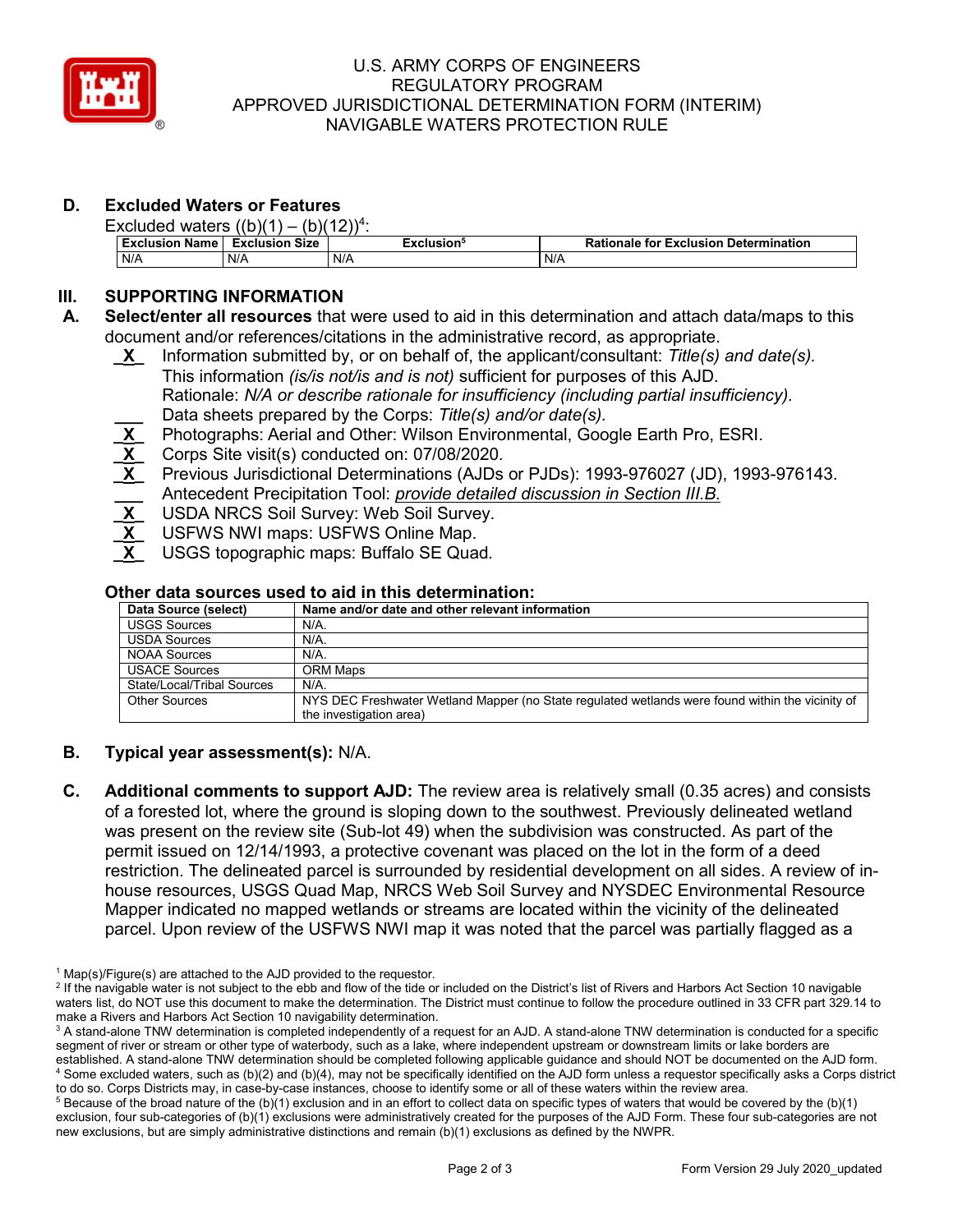## D. Excluded Waters or Features

Excluded waters ((b)(1) – (b)(12))[4]:

| Exclusion Name | Exclusion Size | Exclusion[5] | Rationale for Exclusion Determination |
|---|---|---|---|
| N/A | N/A | N/A | N/A |

# III. SUPPORTING INFORMATION

**A. Select/enter all resources** that were used to aid in this determination and attach data/maps to this document and/or references/citations in the administrative record, as appropriate.

- **_X_** Information submitted by, or on behalf of, the applicant/consultant: *Title(s) and date(s).* This information *(is/is not/is and is not)* sufficient for purposes of this AJD. Rationale: *N/A or describe rationale for insufficiency (including partial insufficiency).*
- ___ Data sheets prepared by the Corps: *Title(s) and/or date(s).*
- **_X_** Photographs: Aerial and Other: Wilson Environmental, Google Earth Pro, ESRI.
- **_X_** Corps Site visit(s) conducted on: 07/08/2020.
- **_X_** Previous Jurisdictional Determinations (AJDs or PJDs): 1993-976027 (JD), 1993-976143.
- ___ Antecedent Precipitation Tool: *provide detailed discussion in Section III.B.*
- **_X_** USDA NRCS Soil Survey: Web Soil Survey.
- **_X_** USFWS NWI maps: USFWS Online Map.
- **_X_** USGS topographic maps: Buffalo SE Quad.

### Other data sources used to aid in this determination:

| Data Source (select) | Name and/or date and other relevant information |
|---|---|
| USGS Sources | N/A. |
| USDA Sources | N/A. |
| NOAA Sources | N/A. |
| USACE Sources | ORM Maps |
| State/Local/Tribal Sources | N/A. |
| Other Sources | NYS DEC Freshwater Wetland Mapper (no State regulated wetlands were found within the vicinity of the investigation area) |

**B. Typical year assessment(s):** N/A.

**C. Additional comments to support AJD:** The review area is relatively small (0.35 acres) and consists of a forested lot, where the ground is sloping down to the southwest. Previously delineated wetland was present on the review site (Sub-lot 49) when the subdivision was constructed. As part of the permit issued on 12/14/1993, a protective covenant was placed on the lot in the form of a deed restriction. The delineated parcel is surrounded by residential development on all sides. A review of in-house resources, USGS Quad Map, NRCS Web Soil Survey and NYSDEC Environmental Resource Mapper indicated no mapped wetlands or streams are located within the vicinity of the delineated parcel. Upon review of the USFWS NWI map it was noted that the parcel was partially flagged as a

---

[1] Map(s)/Figure(s) are attached to the AJD provided to the requestor.

[2] If the navigable water is not subject to the ebb and flow of the tide or included on the District's list of Rivers and Harbors Act Section 10 navigable waters list, do NOT use this document to make the determination. The District must continue to follow the procedure outlined in 33 CFR part 329.14 to make a Rivers and Harbors Act Section 10 navigability determination.

[3] A stand-alone TNW determination is completed independently of a request for an AJD. A stand-alone TNW determination is conducted for a specific segment of river or stream or other type of waterbody, such as a lake, where independent upstream or downstream limits or lake borders are established. A stand-alone TNW determination should be completed following applicable guidance and should NOT be documented on the AJD form.

[4] Some excluded waters, such as (b)(2) and (b)(4), may not be specifically identified on the AJD form unless a requestor specifically asks a Corps district to do so. Corps Districts may, in case-by-case instances, choose to identify some or all of these waters within the review area.

[5] Because of the broad nature of the (b)(1) exclusion and in an effort to collect data on specific types of waters that would be covered by the (b)(1) exclusion, four sub-categories of (b)(1) exclusions were administratively created for the purposes of the AJD Form. These four sub-categories are not new exclusions, but are simply administrative distinctions and remain (b)(1) exclusions as defined by the NWPR.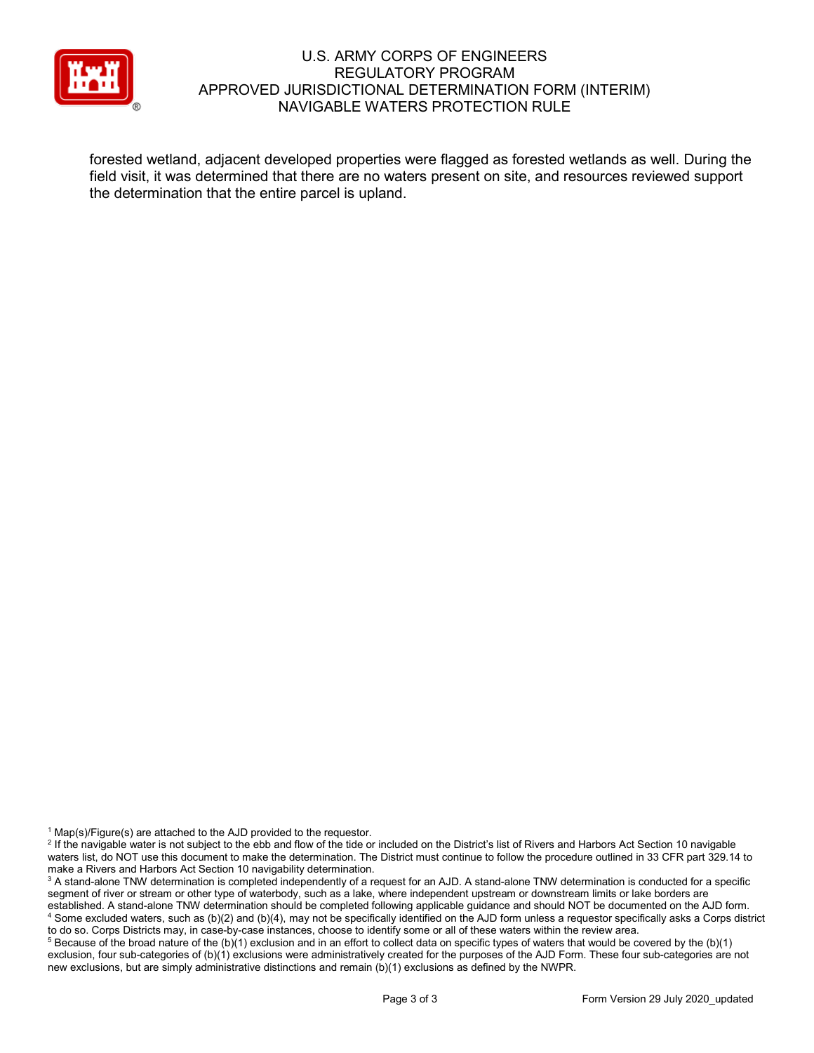forested wetland, adjacent developed properties were flagged as forested wetlands as well. During the field visit, it was determined that there are no waters present on site, and resources reviewed support the determination that the entire parcel is upland.

[1] Map(s)/Figure(s) are attached to the AJD provided to the requestor.

[2] If the navigable water is not subject to the ebb and flow of the tide or included on the District's list of Rivers and Harbors Act Section 10 navigable waters list, do NOT use this document to make the determination. The District must continue to follow the procedure outlined in 33 CFR part 329.14 to make a Rivers and Harbors Act Section 10 navigability determination.

[3] A stand-alone TNW determination is completed independently of a request for an AJD. A stand-alone TNW determination is conducted for a specific segment of river or stream or other type of waterbody, such as a lake, where independent upstream or downstream limits or lake borders are established. A stand-alone TNW determination should be completed following applicable guidance and should NOT be documented on the AJD form.

[4] Some excluded waters, such as (b)(2) and (b)(4), may not be specifically identified on the AJD form unless a requestor specifically asks a Corps district to do so. Corps Districts may, in case-by-case instances, choose to identify some or all of these waters within the review area.

[5] Because of the broad nature of the (b)(1) exclusion and in an effort to collect data on specific types of waters that would be covered by the (b)(1) exclusion, four sub-categories of (b)(1) exclusions were administratively created for the purposes of the AJD Form. These four sub-categories are not new exclusions, but are simply administrative distinctions and remain (b)(1) exclusions as defined by the NWPR.